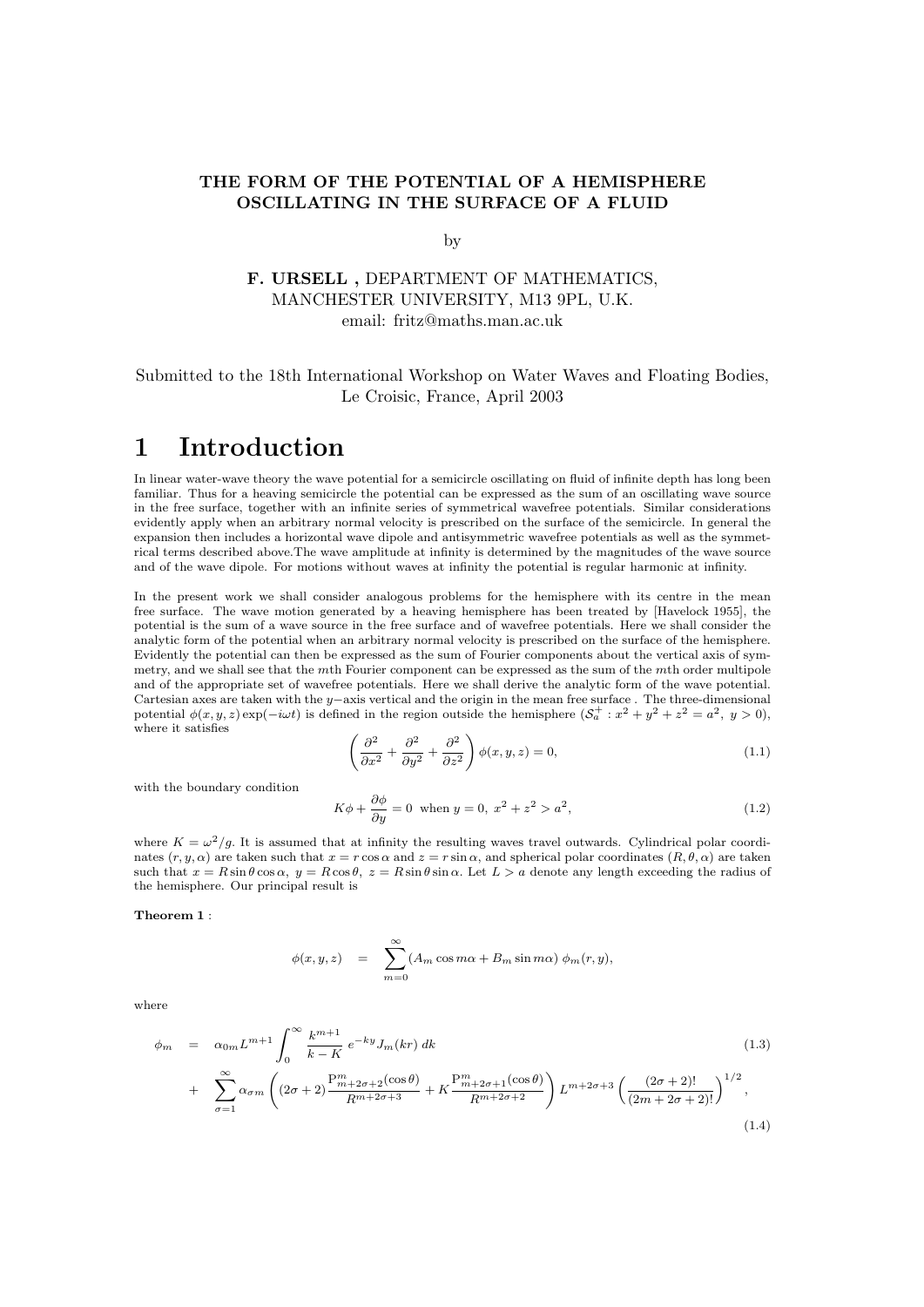**THE FORM OF THE POTENTIAL OF A HEMISPHERE OSCILLATING IN THE SURFACE OF A FLUID**

by

**F. URSELL**, DEPARTMENT OF MATHEMATICS, MANCHESTER UNIVERSITY, M13 9PL, U.K.
email: fritz@maths.man.ac.uk

Submitted to the 18th International Workshop on Water Waves and Floating Bodies, Le Croisic, France, April 2003

# 1 Introduction

In linear water-wave theory the wave potential for a semicircle oscillating on fluid of infinite depth has long been familiar. Thus for a heaving semicircle the potential can be expressed as the sum of an oscillating wave source in the free surface, together with an infinite series of symmetrical wavefree potentials. Similar considerations evidently apply when an arbitrary normal velocity is prescribed on the surface of the semicircle. In general the expansion then includes a horizontal wave dipole and antisymmetric wavefree potentials as well as the symmetrical terms described above.The wave amplitude at infinity is determined by the magnitudes of the wave source and of the wave dipole. For motions without waves at infinity the potential is regular harmonic at infinity.

In the present work we shall consider analogous problems for the hemisphere with its centre in the mean free surface. The wave motion generated by a heaving hemisphere has been treated by [Havelock 1955], the potential is the sum of a wave source in the free surface and of wavefree potentials. Here we shall consider the analytic form of the potential when an arbitrary normal velocity is prescribed on the surface of the hemisphere. Evidently the potential can then be expressed as the sum of Fourier components about the vertical axis of symmetry, and we shall see that the $m$th Fourier component can be expressed as the sum of the $m$th order multipole and of the appropriate set of wavefree potentials. Here we shall derive the analytic form of the wave potential. Cartesian axes are taken with the $y-$axis vertical and the origin in the mean free surface . The three-dimensional potential $\phi(x,y,z)\exp(-i\omega t)$ is defined in the region outside the hemisphere ($\mathcal{S}_a^+ : x^2+y^2+z^2=a^2,\ y>0$), where it satisfies

$$\left(\frac{\partial^2}{\partial x^2}+\frac{\partial^2}{\partial y^2}+\frac{\partial^2}{\partial z^2}\right)\phi(x,y,z)=0, \tag{1.1}$$

with the boundary condition

$$K\phi+\frac{\partial\phi}{\partial y}=0 \ \text{ when } y=0,\ x^2+z^2>a^2, \tag{1.2}$$

where $K=\omega^2/g$. It is assumed that at infinity the resulting waves travel outwards. Cylindrical polar coordinates $(r,y,\alpha)$ are taken such that $x=r\cos\alpha$ and $z=r\sin\alpha$, and spherical polar coordinates $(R,\theta,\alpha)$ are taken such that $x=R\sin\theta\cos\alpha,\ y=R\cos\theta,\ z=R\sin\theta\sin\alpha$. Let $L>a$ denote any length exceeding the radius of the hemisphere. Our principal result is

**Theorem 1** :

$$\phi(x,y,z) \quad = \quad \sum_{m=0}^{\infty}(A_m\cos m\alpha+B_m\sin m\alpha)\,\phi_m(r,y),$$

where

$$\phi_m \quad = \quad \alpha_{0m}L^{m+1}\int_0^{\infty}\frac{k^{m+1}}{k-K}\,e^{-ky}J_m(kr)\,dk \tag{1.3}$$

$$+ \quad \sum_{\sigma=1}^{\infty}\alpha_{\sigma m}\left((2\sigma+2)\frac{\mathrm{P}^m_{m+2\sigma+2}(\cos\theta)}{R^{m+2\sigma+3}}+K\frac{\mathrm{P}^m_{m+2\sigma+1}(\cos\theta)}{R^{m+2\sigma+2}}\right)L^{m+2\sigma+3}\left(\frac{(2\sigma+2)!}{(2m+2\sigma+2)!}\right)^{1/2}, \tag{1.4}$$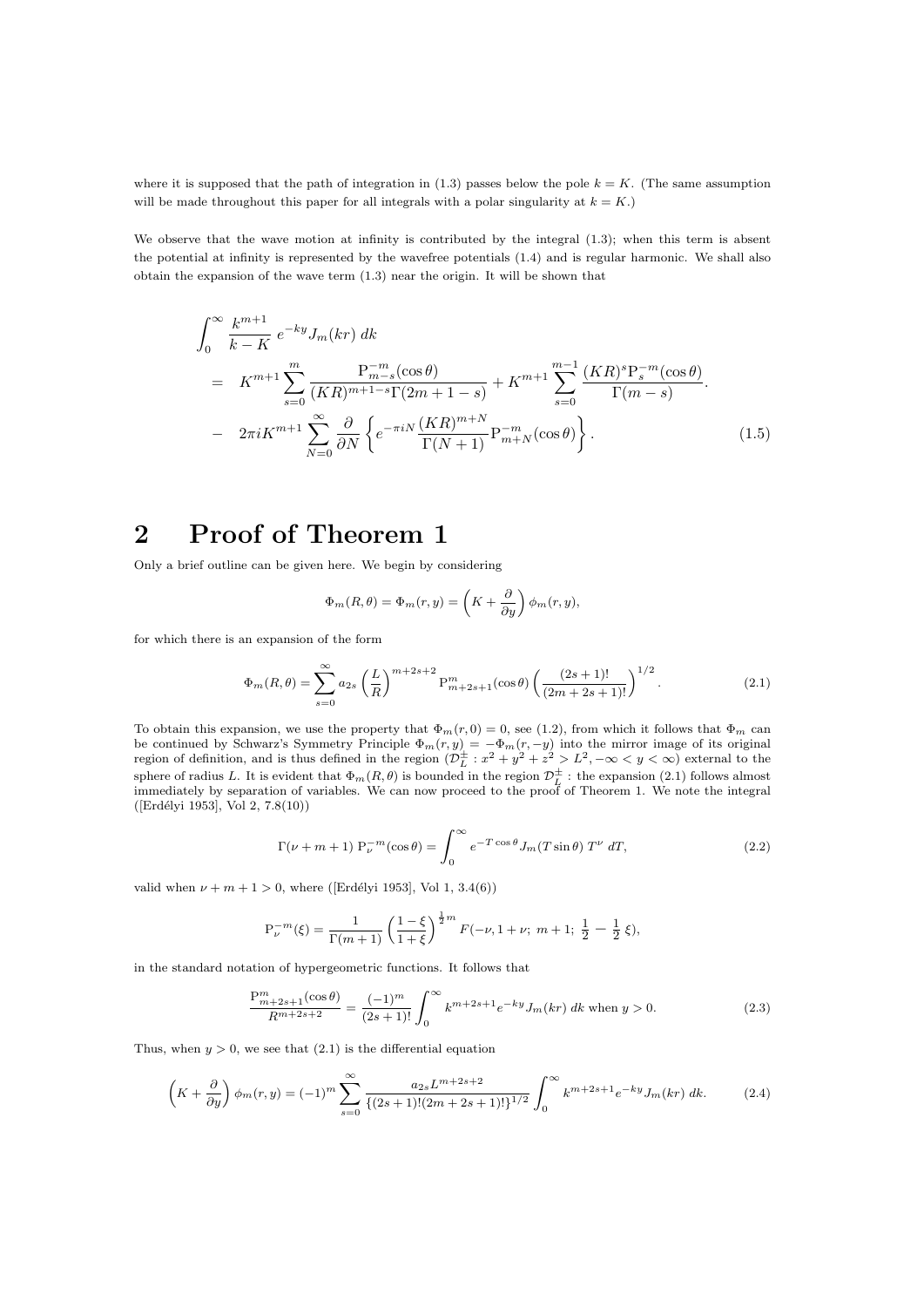where it is supposed that the path of integration in (1.3) passes below the pole $k = K$. (The same assumption will be made throughout this paper for all integrals with a polar singularity at $k = K$.)

We observe that the wave motion at infinity is contributed by the integral (1.3); when this term is absent the potential at infinity is represented by the wavefree potentials (1.4) and is regular harmonic. We shall also obtain the expansion of the wave term (1.3) near the origin. It will be shown that

$$
\begin{aligned}
&\int_0^\infty \frac{k^{m+1}}{k-K}\, e^{-ky} J_m(kr)\, dk \\
&= K^{m+1} \sum_{s=0}^{m} \frac{\mathrm{P}_{m-s}^{-m}(\cos\theta)}{(KR)^{m+1-s}\Gamma(2m+1-s)} + K^{m+1} \sum_{s=0}^{m-1} \frac{(KR)^s \mathrm{P}_s^{-m}(\cos\theta)}{\Gamma(m-s)}. \\
&- 2\pi i K^{m+1} \sum_{N=0}^{\infty} \frac{\partial}{\partial N} \left\{ e^{-\pi i N} \frac{(KR)^{m+N}}{\Gamma(N+1)} \mathrm{P}_{m+N}^{-m}(\cos\theta) \right\}. 
\end{aligned}
\tag{1.5}
$$

## 2 Proof of Theorem 1

Only a brief outline can be given here. We begin by considering

$$
\Phi_m(R,\theta) = \Phi_m(r,y) = \left(K + \frac{\partial}{\partial y}\right) \phi_m(r,y),
$$

for which there is an expansion of the form

$$
\Phi_m(R,\theta) = \sum_{s=0}^{\infty} a_{2s} \left(\frac{L}{R}\right)^{m+2s+2} \mathrm{P}_{m+2s+1}^{m}(\cos\theta) \left(\frac{(2s+1)!}{(2m+2s+1)!}\right)^{1/2}. \tag{2.1}
$$

To obtain this expansion, we use the property that $\Phi_m(r,0) = 0$, see (1.2), from which it follows that $\Phi_m$ can be continued by Schwarz's Symmetry Principle $\Phi_m(r,y) = -\Phi_m(r,-y)$ into the mirror image of its original region of definition, and is thus defined in the region ($\mathcal{D}_L^{\pm} : x^2 + y^2 + z^2 > L^2, -\infty < y < \infty$) external to the sphere of radius $L$. It is evident that $\Phi_m(R,\theta)$ is bounded in the region $\mathcal{D}_L^{\pm}$ : the expansion (2.1) follows almost immediately by separation of variables. We can now proceed to the proof of Theorem 1. We note the integral ([Erdélyi 1953], Vol 2, 7.8(10))

$$
\Gamma(\nu+m+1)\, \mathrm{P}_\nu^{-m}(\cos\theta) = \int_0^\infty e^{-T\cos\theta} J_m(T\sin\theta)\, T^\nu\, dT, \tag{2.2}
$$

valid when $\nu + m + 1 > 0$, where ([Erdélyi 1953], Vol 1, 3.4(6))

$$
\mathrm{P}_\nu^{-m}(\xi) = \frac{1}{\Gamma(m+1)} \left(\frac{1-\xi}{1+\xi}\right)^{\frac{1}{2}m} F(-\nu, 1+\nu;\; m+1;\; \tfrac{1}{2} - \tfrac{1}{2}\,\xi),
$$

in the standard notation of hypergeometric functions. It follows that

$$
\frac{\mathrm{P}_{m+2s+1}^{m}(\cos\theta)}{R^{m+2s+2}} = \frac{(-1)^m}{(2s+1)!} \int_0^\infty k^{m+2s+1} e^{-ky} J_m(kr)\, dk \text{ when } y > 0. \tag{2.3}
$$

Thus, when $y > 0$, we see that (2.1) is the differential equation

$$
\left(K + \frac{\partial}{\partial y}\right) \phi_m(r,y) = (-1)^m \sum_{s=0}^{\infty} \frac{a_{2s} L^{m+2s+2}}{\{(2s+1)!(2m+2s+1)!\}^{1/2}} \int_0^\infty k^{m+2s+1} e^{-ky} J_m(kr)\, dk. \tag{2.4}
$$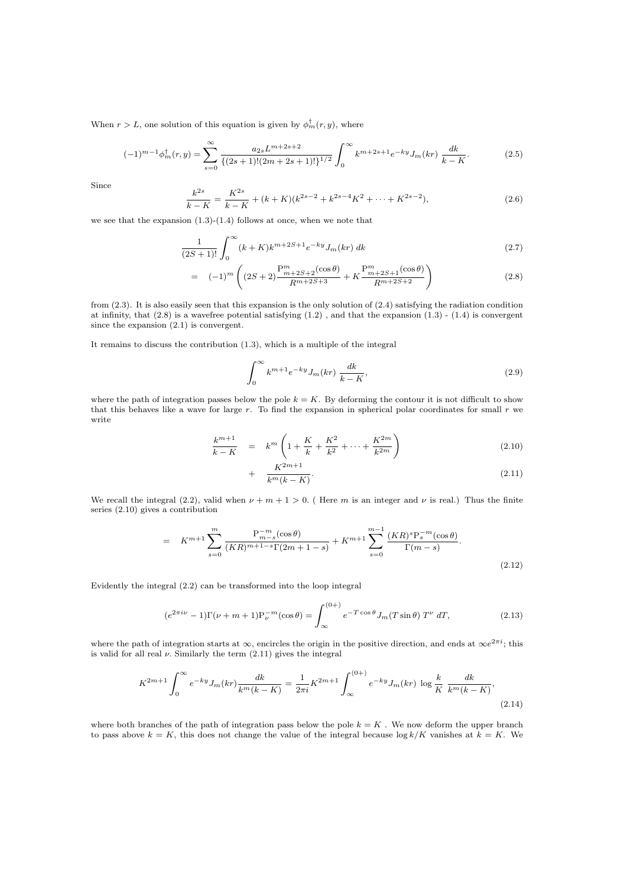When $r > L$, one solution of this equation is given by $\phi^{\dagger}_m(r, y)$, where

$$(-1)^{m-1}\phi^{\dagger}_m(r, y) = \sum_{s=0}^{\infty} \frac{a_{2s} L^{m+2s+2}}{\{(2s+1)!(2m+2s+1)!\}^{1/2}} \int_0^{\infty} k^{m+2s+1} e^{-ky} J_m(kr) \, \frac{dk}{k-K}. \tag{2.5}$$

Since

$$\frac{k^{2s}}{k-K} = \frac{K^{2s}}{k-K} + (k+K)(k^{2s-2} + k^{2s-4}K^2 + \cdots + K^{2s-2}), \tag{2.6}$$

we see that the expansion (1.3)-(1.4) follows at once, when we note that

$$\frac{1}{(2S+1)!} \int_0^{\infty} (k+K) k^{m+2S+1} e^{-ky} J_m(kr) \, dk \tag{2.7}$$

$$= (-1)^m \left( (2S+2) \frac{\mathrm{P}^m_{m+2S+2}(\cos\theta)}{R^{m+2S+3}} + K \frac{\mathrm{P}^m_{m+2S+1}(\cos\theta)}{R^{m+2S+2}} \right) \tag{2.8}$$

from (2.3). It is also easily seen that this expansion is the only solution of (2.4) satisfying the radiation condition at infinity, that (2.8) is a wavefree potential satisfying (1.2) , and that the expansion (1.3) - (1.4) is convergent since the expansion (2.1) is convergent.

It remains to discuss the contribution (1.3), which is a multiple of the integral

$$\int_0^{\infty} k^{m+1} e^{-ky} J_m(kr) \, \frac{dk}{k-K}, \tag{2.9}$$

where the path of integration passes below the pole $k = K$. By deforming the contour it is not difficult to show that this behaves like a wave for large $r$. To find the expansion in spherical polar coordinates for small $r$ we write

$$\frac{k^{m+1}}{k-K} = k^m \left( 1 + \frac{K}{k} + \frac{K^2}{k^2} + \cdots + \frac{K^{2m}}{k^{2m}} \right) \tag{2.10}$$

$$+ \frac{K^{2m+1}}{k^m(k-K)}. \tag{2.11}$$

We recall the integral (2.2), valid when $\nu + m + 1 > 0$. ( Here $m$ is an integer and $\nu$ is real.) Thus the finite series (2.10) gives a contribution

$$= K^{m+1} \sum_{s=0}^{m} \frac{\mathrm{P}^{-m}_{m-s}(\cos\theta)}{(KR)^{m+1-s}\Gamma(2m+1-s)} + K^{m+1} \sum_{s=0}^{m-1} \frac{(KR)^s \mathrm{P}^{-m}_s(\cos\theta)}{\Gamma(m-s)}. \tag{2.12}$$

Evidently the integral (2.2) can be transformed into the loop integral

$$(e^{2\pi i\nu} - 1)\Gamma(\nu+m+1)\mathrm{P}^{-m}_{\nu}(\cos\theta) = \int_{\infty}^{(0+)} e^{-T\cos\theta} J_m(T\sin\theta) \, T^{\nu} \, dT, \tag{2.13}$$

where the path of integration starts at $\infty$, encircles the origin in the positive direction, and ends at $\infty e^{2\pi i}$; this is valid for all real $\nu$. Similarly the term (2.11) gives the integral

$$K^{2m+1} \int_0^{\infty} e^{-ky} J_m(kr) \frac{dk}{k^m(k-K)} = \frac{1}{2\pi i} K^{2m+1} \int_{\infty}^{(0+)} e^{-ky} J_m(kr) \, \log\frac{k}{K} \, \frac{dk}{k^m(k-K)}, \tag{2.14}$$

where both branches of the path of integration pass below the pole $k = K$ . We now deform the upper branch to pass above $k = K$, this does not change the value of the integral because $\log k/K$ vanishes at $k = K$. We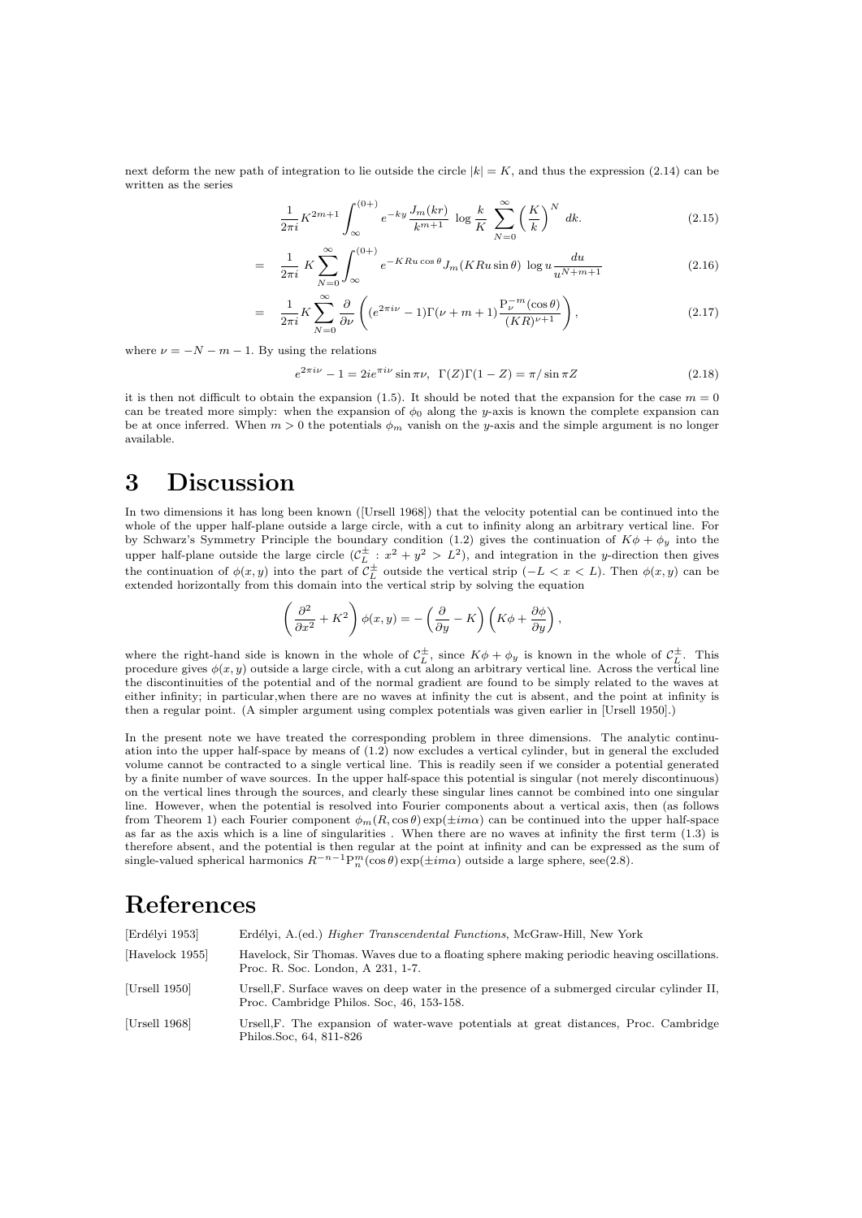next deform the new path of integration to lie outside the circle $|k| = K$, and thus the expression (2.14) can be written as the series

$$\frac{1}{2\pi i} K^{2m+1} \int_{\infty}^{(0+)} e^{-ky} \frac{J_m(kr)}{k^{m+1}} \log \frac{k}{K} \sum_{N=0}^{\infty} \left(\frac{K}{k}\right)^N dk. \tag{2.15}$$

$$= \frac{1}{2\pi i} K \sum_{N=0}^{\infty} \int_{\infty}^{(0+)} e^{-KRu\cos\theta} J_m(KRu\sin\theta) \log u \frac{du}{u^{N+m+1}} \tag{2.16}$$

$$= \frac{1}{2\pi i} K \sum_{N=0}^{\infty} \frac{\partial}{\partial \nu} \left( (e^{2\pi i\nu} - 1)\Gamma(\nu + m + 1) \frac{\mathrm{P}_\nu^{-m}(\cos\theta)}{(KR)^{\nu+1}} \right), \tag{2.17}$$

where $\nu = -N - m - 1$. By using the relations

$$e^{2\pi i\nu} - 1 = 2ie^{\pi i\nu} \sin \pi\nu, \quad \Gamma(Z)\Gamma(1 - Z) = \pi/\sin \pi Z \tag{2.18}$$

it is then not difficult to obtain the expansion (1.5). It should be noted that the expansion for the case $m = 0$ can be treated more simply: when the expansion of $\phi_0$ along the $y$-axis is known the complete expansion can be at once inferred. When $m > 0$ the potentials $\phi_m$ vanish on the $y$-axis and the simple argument is no longer available.

# 3 Discussion

In two dimensions it has long been known ([Ursell 1968]) that the velocity potential can be continued into the whole of the upper half-plane outside a large circle, with a cut to infinity along an arbitrary vertical line. For by Schwarz's Symmetry Principle the boundary condition (1.2) gives the continuation of $K\phi + \phi_y$ into the upper half-plane outside the large circle ($\mathcal{C}_L^{\pm} : x^2 + y^2 > L^2$), and integration in the $y$-direction then gives the continuation of $\phi(x, y)$ into the part of $\mathcal{C}_L^{\pm}$ outside the vertical strip ($-L < x < L$). Then $\phi(x, y)$ can be extended horizontally from this domain into the vertical strip by solving the equation

$$\left(\frac{\partial^2}{\partial x^2} + K^2\right) \phi(x, y) = -\left(\frac{\partial}{\partial y} - K\right)\left(K\phi + \frac{\partial \phi}{\partial y}\right),$$

where the right-hand side is known in the whole of $\mathcal{C}_L^{\pm}$, since $K\phi + \phi_y$ is known in the whole of $\mathcal{C}_L^{\pm}$. This procedure gives $\phi(x, y)$ outside a large circle, with a cut along an arbitrary vertical line. Across the vertical line the discontinuities of the potential and of the normal gradient are found to be simply related to the waves at either infinity; in particular,when there are no waves at infinity the cut is absent, and the point at infinity is then a regular point. (A simpler argument using complex potentials was given earlier in [Ursell 1950].)

In the present note we have treated the corresponding problem in three dimensions. The analytic continuation into the upper half-space by means of (1.2) now excludes a vertical cylinder, but in general the excluded volume cannot be contracted to a single vertical line. This is readily seen if we consider a potential generated by a finite number of wave sources. In the upper half-space this potential is singular (not merely discontinuous) on the vertical lines through the sources, and clearly these singular lines cannot be combined into one singular line. However, when the potential is resolved into Fourier components about a vertical axis, then (as follows from Theorem 1) each Fourier component $\phi_m(R, \cos\theta)\exp(\pm im\alpha)$ can be continued into the upper half-space as far as the axis which is a line of singularities . When there are no waves at infinity the first term (1.3) is therefore absent, and the potential is then regular at the point at infinity and can be expressed as the sum of single-valued spherical harmonics $R^{-n-1}\mathrm{P}_n^m(\cos\theta)\exp(\pm im\alpha)$ outside a large sphere, see(2.8).

# References

[Erdélyi 1953] Erdélyi, A.(ed.) *Higher Transcendental Functions*, McGraw-Hill, New York

[Havelock 1955] Havelock, Sir Thomas. Waves due to a floating sphere making periodic heaving oscillations. Proc. R. Soc. London, A 231, 1-7.

[Ursell 1950] Ursell,F. Surface waves on deep water in the presence of a submerged circular cylinder II, Proc. Cambridge Philos. Soc, 46, 153-158.

[Ursell 1968] Ursell,F. The expansion of water-wave potentials at great distances, Proc. Cambridge Philos.Soc, 64, 811-826